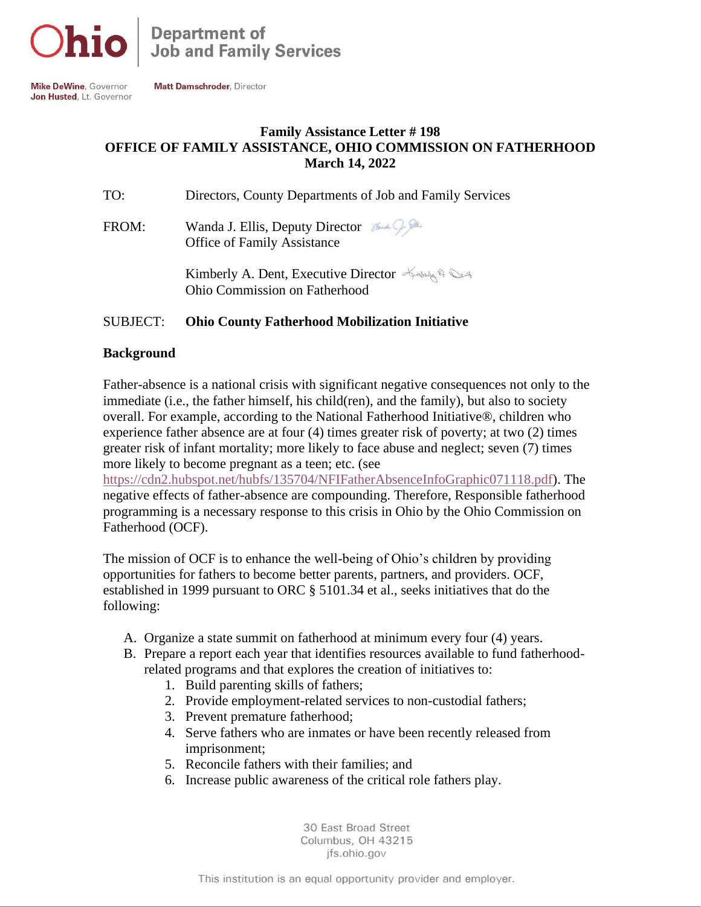Ohio | Department of Job and Family Services

**Mike DeWine**, Governor
**Jon Husted**, Lt. Governor

**Matt Damschroder**, Director

**Family Assistance Letter # 198**
**OFFICE OF FAMILY ASSISTANCE, OHIO COMMISSION ON FATHERHOOD**
**March 14, 2022**

TO: Directors, County Departments of Job and Family Services

FROM: Wanda J. Ellis, Deputy Director
Office of Family Assistance

Kimberly A. Dent, Executive Director
Ohio Commission on Fatherhood

SUBJECT: **Ohio County Fatherhood Mobilization Initiative**

## Background

Father-absence is a national crisis with significant negative consequences not only to the immediate (i.e., the father himself, his child(ren), and the family), but also to society overall. For example, according to the National Fatherhood Initiative®, children who experience father absence are at four (4) times greater risk of poverty; at two (2) times greater risk of infant mortality; more likely to face abuse and neglect; seven (7) times more likely to become pregnant as a teen; etc. (see https://cdn2.hubspot.net/hubfs/135704/NFIFatherAbsenceInfoGraphic071118.pdf). The negative effects of father-absence are compounding. Therefore, Responsible fatherhood programming is a necessary response to this crisis in Ohio by the Ohio Commission on Fatherhood (OCF).

The mission of OCF is to enhance the well-being of Ohio's children by providing opportunities for fathers to become better parents, partners, and providers. OCF, established in 1999 pursuant to ORC § 5101.34 et al., seeks initiatives that do the following:

A. Organize a state summit on fatherhood at minimum every four (4) years.
B. Prepare a report each year that identifies resources available to fund fatherhood-related programs and that explores the creation of initiatives to:
    1. Build parenting skills of fathers;
    2. Provide employment-related services to non-custodial fathers;
    3. Prevent premature fatherhood;
    4. Serve fathers who are inmates or have been recently released from imprisonment;
    5. Reconcile fathers with their families; and
    6. Increase public awareness of the critical role fathers play.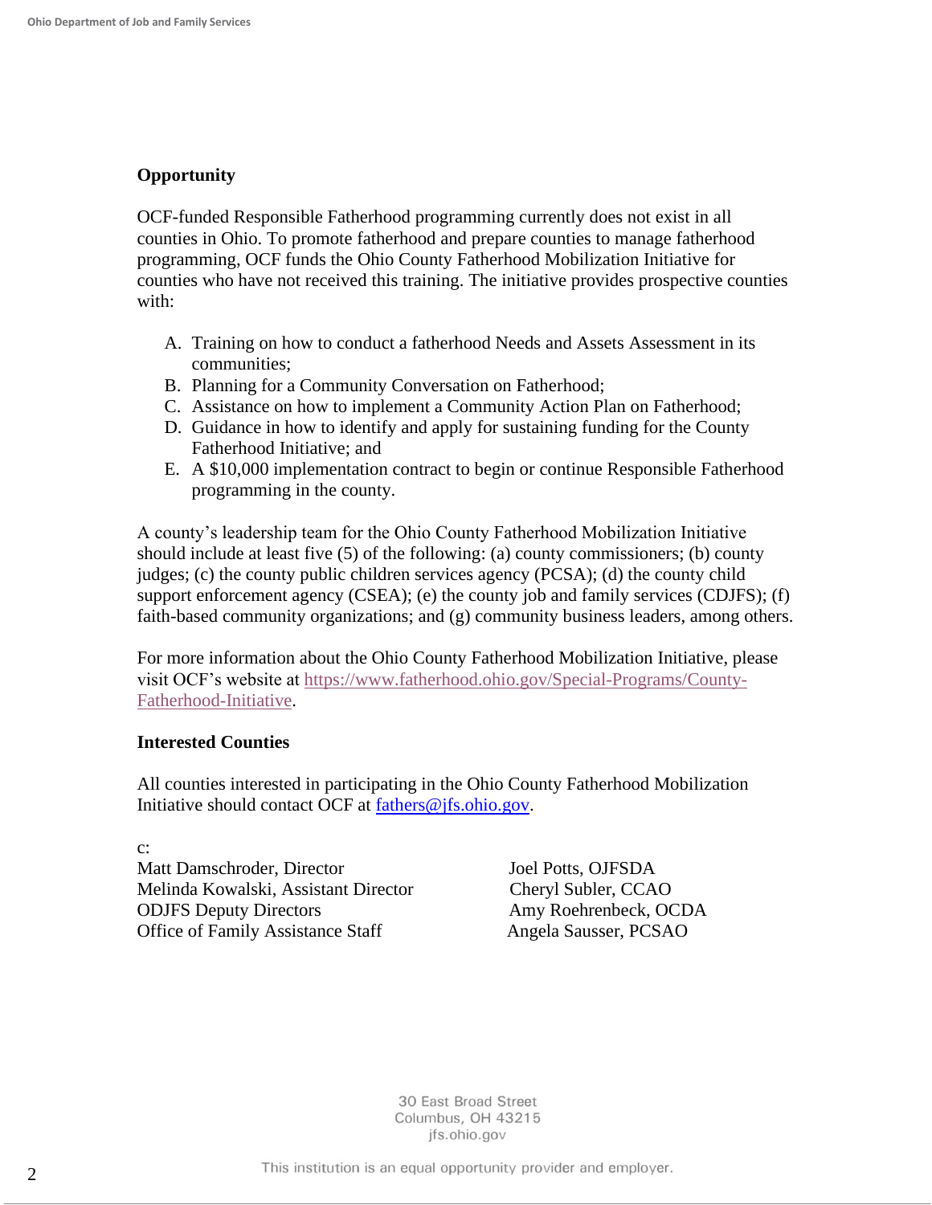**Opportunity**

OCF-funded Responsible Fatherhood programming currently does not exist in all counties in Ohio. To promote fatherhood and prepare counties to manage fatherhood programming, OCF funds the Ohio County Fatherhood Mobilization Initiative for counties who have not received this training. The initiative provides prospective counties with:

A. Training on how to conduct a fatherhood Needs and Assets Assessment in its communities;
B. Planning for a Community Conversation on Fatherhood;
C. Assistance on how to implement a Community Action Plan on Fatherhood;
D. Guidance in how to identify and apply for sustaining funding for the County Fatherhood Initiative; and
E. A $10,000 implementation contract to begin or continue Responsible Fatherhood programming in the county.

A county's leadership team for the Ohio County Fatherhood Mobilization Initiative should include at least five (5) of the following: (a) county commissioners; (b) county judges; (c) the county public children services agency (PCSA); (d) the county child support enforcement agency (CSEA); (e) the county job and family services (CDJFS); (f) faith-based community organizations; and (g) community business leaders, among others.

For more information about the Ohio County Fatherhood Mobilization Initiative, please visit OCF's website at [https://www.fatherhood.ohio.gov/Special-Programs/County-Fatherhood-Initiative](https://www.fatherhood.ohio.gov/Special-Programs/County-Fatherhood-Initiative).

**Interested Counties**

All counties interested in participating in the Ohio County Fatherhood Mobilization Initiative should contact OCF at [fathers@jfs.ohio.gov](mailto:fathers@jfs.ohio.gov).

c:

Matt Damschroder, Director
Melinda Kowalski, Assistant Director
ODJFS Deputy Directors
Office of Family Assistance Staff

Joel Potts, OJFSDA
Cheryl Subler, CCAO
Amy Roehrenbeck, OCDA
Angela Sausser, PCSAO

30 East Broad Street
Columbus, OH 43215
jfs.ohio.gov

This institution is an equal opportunity provider and employer.